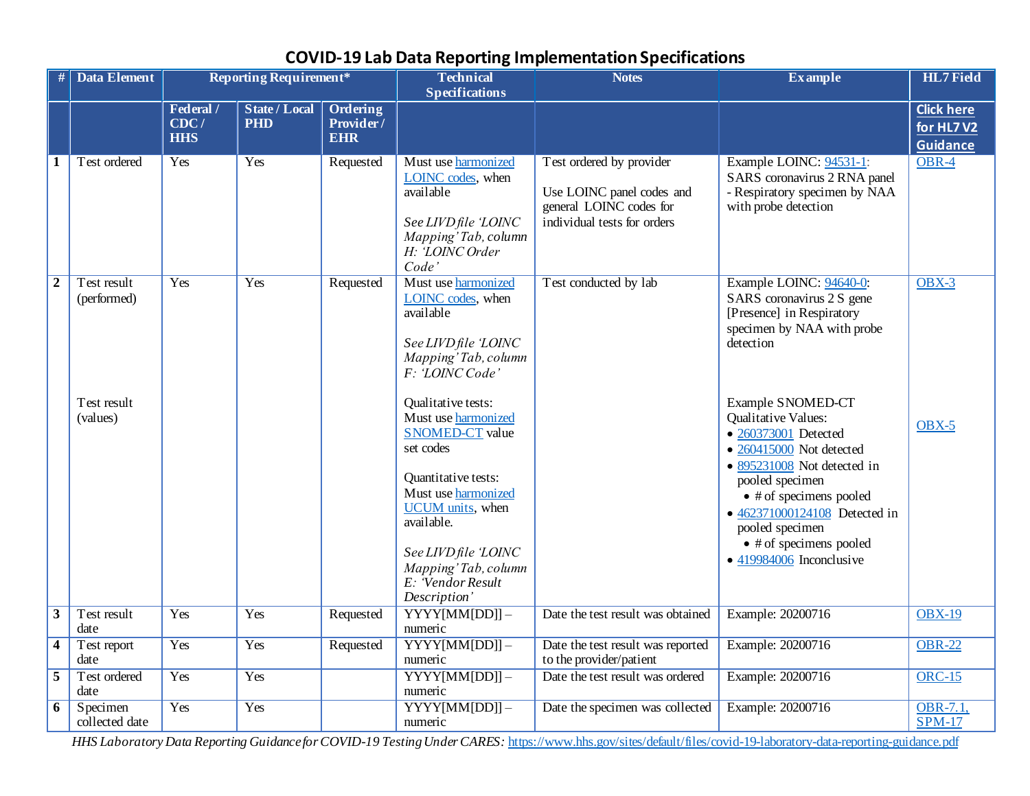# COVID-19 Lab Data Reporting Implementation Specifications

| # | Data Element | Reporting Requirement* | | | Technical Specifications | Notes | Example | HL7 Field |
|---|---|---|---|---|---|---|---|---|
| | | Federal / CDC / HHS | State / Local PHD | Ordering Provider / EHR | | | | Click here for HL7 V2 Guidance |
| 1 | Test ordered | Yes | Yes | Requested | Must use harmonized LOINC codes, when available<br><br>*See LIVD file 'LOINC Mapping' Tab, column H: 'LOINC Order Code'* | Test ordered by provider<br><br>Use LOINC panel codes and general LOINC codes for individual tests for orders | Example LOINC: 94531-1: SARS coronavirus 2 RNA panel - Respiratory specimen by NAA with probe detection | OBR-4 |
| 2 | Test result (performed)<br><br>Test result (values) | Yes | Yes | Requested | Must use harmonized LOINC codes, when available<br><br>*See LIVD file 'LOINC Mapping' Tab, column F: 'LOINC Code'*<br><br>Qualitative tests: Must use harmonized SNOMED-CT value set codes<br><br>Quantitative tests: Must use harmonized UCUM units, when available.<br><br>*See LIVD file 'LOINC Mapping' Tab, column E: 'Vendor Result Description'* | Test conducted by lab | Example LOINC: 94640-0: SARS coronavirus 2 S gene [Presence] in Respiratory specimen by NAA with probe detection<br><br>Example SNOMED-CT Qualitative Values:<br>• 260373001 Detected<br>• 260415000 Not detected<br>• 895231008 Not detected in pooled specimen<br>  • # of specimens pooled<br>• 462371000124108 Detected in pooled specimen<br>  • # of specimens pooled<br>• 419984006 Inconclusive | OBX-3<br><br>OBX-5 |
| 3 | Test result date | Yes | Yes | Requested | YYYY[MM[DD]] – numeric | Date the test result was obtained | Example: 20200716 | OBX-19 |
| 4 | Test report date | Yes | Yes | Requested | YYYY[MM[DD]] – numeric | Date the test result was reported to the provider/patient | Example: 20200716 | OBR-22 |
| 5 | Test ordered date | Yes | Yes | | YYYY[MM[DD]] – numeric | Date the test result was ordered | Example: 20200716 | ORC-15 |
| 6 | Specimen collected date | Yes | Yes | | YYYY[MM[DD]] – numeric | Date the specimen was collected | Example: 20200716 | OBR-7.1, SPM-17 |

*HHS Laboratory Data Reporting Guidance for COVID-19 Testing Under CARES:* https://www.hhs.gov/sites/default/files/covid-19-laboratory-data-reporting-guidance.pdf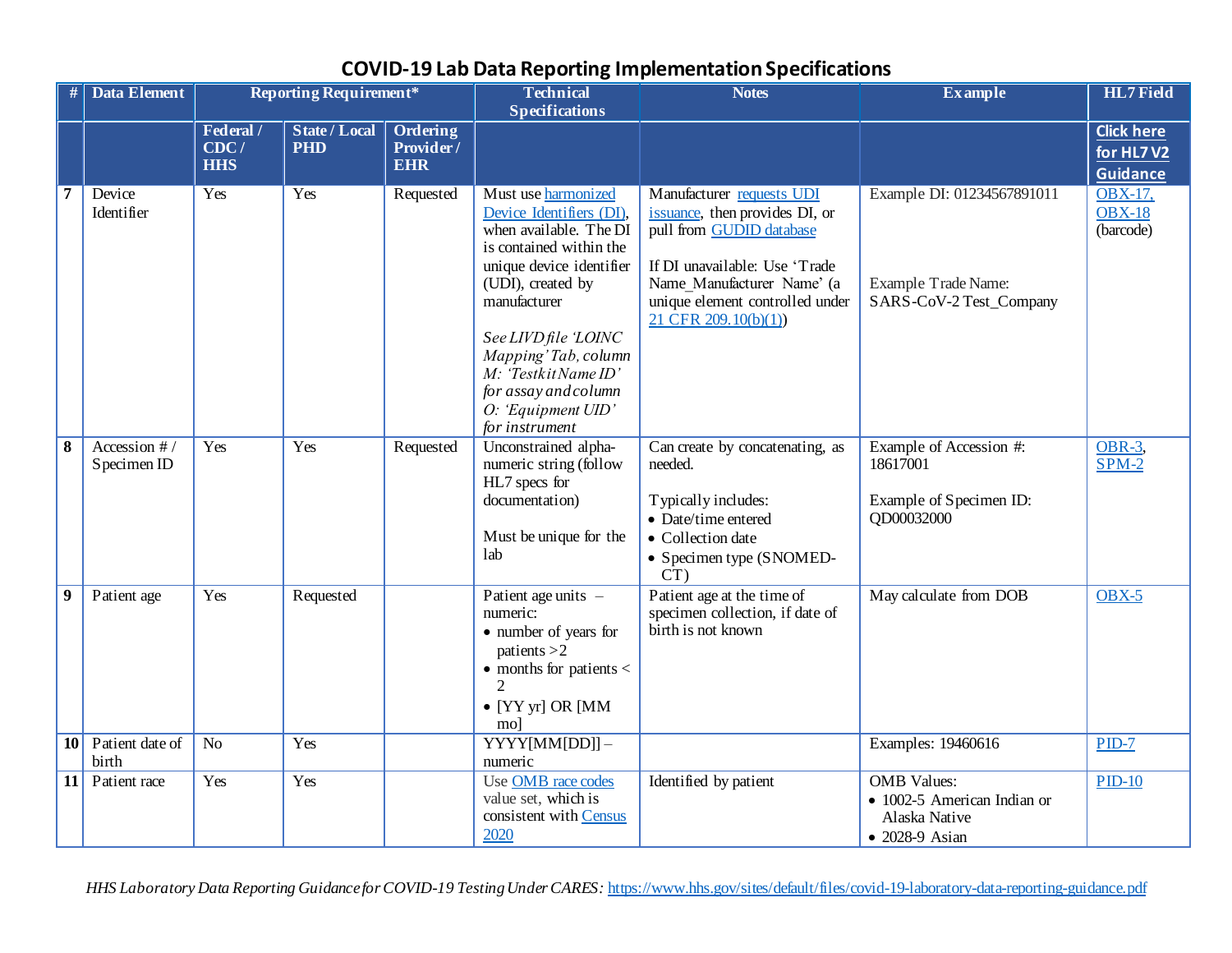# COVID-19 Lab Data Reporting Implementation Specifications

| # | Data Element | Reporting Requirement* | | | Technical Specifications | Notes | Example | HL7 Field |
|---|---|---|---|---|---|---|---|---|
| | | Federal / CDC / HHS | State / Local PHD | Ordering Provider / EHR | | | | Click here for HL7 V2 Guidance |
| 7 | Device Identifier | Yes | Yes | Requested | Must use harmonized Device Identifiers (DI), when available. The DI is contained within the unique device identifier (UDI), created by manufacturer<br><br>*See LIVD file 'LOINC Mapping' Tab, column M: 'Testkit Name ID' for assay and column O: 'Equipment UID' for instrument* | Manufacturer requests UDI issuance, then provides DI, or pull from GUDID database<br><br>If DI unavailable: Use 'Trade Name_Manufacturer Name' (a unique element controlled under 21 CFR 209.10(b)(1)) | Example DI: 01234567891011<br><br>Example Trade Name: SARS-CoV-2 Test_Company | OBX-17, OBX-18 (barcode) |
| 8 | Accession # / Specimen ID | Yes | Yes | Requested | Unconstrained alpha-numeric string (follow HL7 specs for documentation)<br><br>Must be unique for the lab | Can create by concatenating, as needed.<br><br>Typically includes:<br>• Date/time entered<br>• Collection date<br>• Specimen type (SNOMED-CT) | Example of Accession #: 18617001<br><br>Example of Specimen ID: QD00032000 | OBR-3, SPM-2 |
| 9 | Patient age | Yes | Requested | | Patient age units – numeric:<br>• number of years for patients >2<br>• months for patients < 2<br>• [YY yr] OR [MM mo] | Patient age at the time of specimen collection, if date of birth is not known | May calculate from DOB | OBX-5 |
| 10 | Patient date of birth | No | Yes | | YYYY[MM[DD]] – numeric | | Examples: 19460616 | PID-7 |
| 11 | Patient race | Yes | Yes | | Use OMB race codes value set, which is consistent with Census 2020 | Identified by patient | OMB Values:<br>• 1002-5 American Indian or Alaska Native<br>• 2028-9 Asian | PID-10 |

*HHS Laboratory Data Reporting Guidance for COVID-19 Testing Under CARES:* https://www.hhs.gov/sites/default/files/covid-19-laboratory-data-reporting-guidance.pdf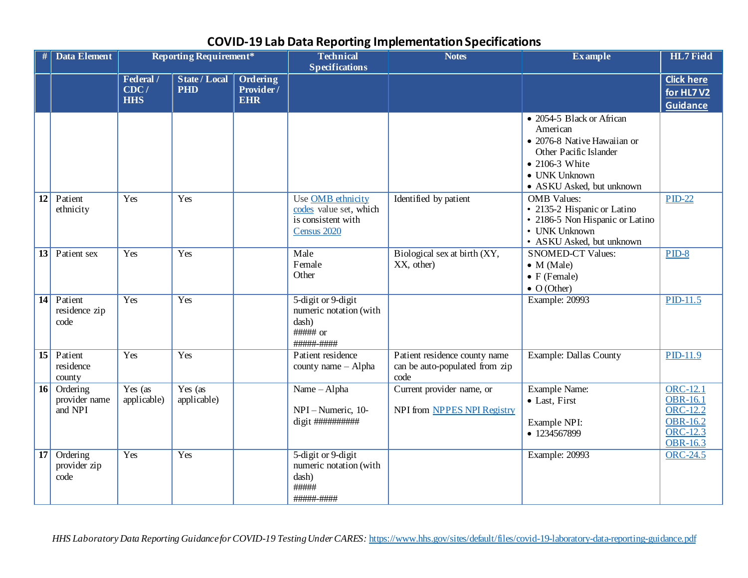# COVID-19 Lab Data Reporting Implementation Specifications

| # | Data Element | Reporting Requirement* | | | Technical Specifications | Notes | Example | HL7 Field |
|---|---|---|---|---|---|---|---|---|
| | | Federal / CDC / HHS | State / Local PHD | Ordering Provider / EHR | | | | Click here for HL7 V2 Guidance |
| | | | | | | | • 2054-5 Black or African American<br>• 2076-8 Native Hawaiian or Other Pacific Islander<br>• 2106-3 White<br>• UNK Unknown<br>• ASKU Asked, but unknown | |
| 12 | Patient ethnicity | Yes | Yes | | Use OMB ethnicity codes value set, which is consistent with Census 2020 | Identified by patient | OMB Values:<br>• 2135-2 Hispanic or Latino<br>• 2186-5 Non Hispanic or Latino<br>• UNK Unknown<br>• ASKU Asked, but unknown | PID-22 |
| 13 | Patient sex | Yes | Yes | | Male<br>Female<br>Other | Biological sex at birth (XY, XX, other) | SNOMED-CT Values:<br>• M (Male)<br>• F (Female)<br>• O (Other) | PID-8 |
| 14 | Patient residence zip code | Yes | Yes | | 5-digit or 9-digit numeric notation (with dash)<br>##### or<br>#####-#### | | Example: 20993 | PID-11.5 |
| 15 | Patient residence county | Yes | Yes | | Patient residence county name – Alpha | Patient residence county name can be auto-populated from zip code | Example: Dallas County | PID-11.9 |
| 16 | Ordering provider name and NPI | Yes (as applicable) | Yes (as applicable) | | Name – Alpha<br><br>NPI – Numeric, 10-digit ########## | Current provider name, or<br><br>NPI from NPPES NPI Registry | Example Name:<br>• Last, First<br><br>Example NPI:<br>• 1234567899 | ORC-12.1<br>OBR-16.1<br>ORC-12.2<br>OBR-16.2<br>ORC-12.3<br>OBR-16.3 |
| 17 | Ordering provider zip code | Yes | Yes | | 5-digit or 9-digit numeric notation (with dash)<br>#####<br>#####-#### | | Example: 20993 | ORC-24.5 |

*HHS Laboratory Data Reporting Guidance for COVID-19 Testing Under CARES:* https://www.hhs.gov/sites/default/files/covid-19-laboratory-data-reporting-guidance.pdf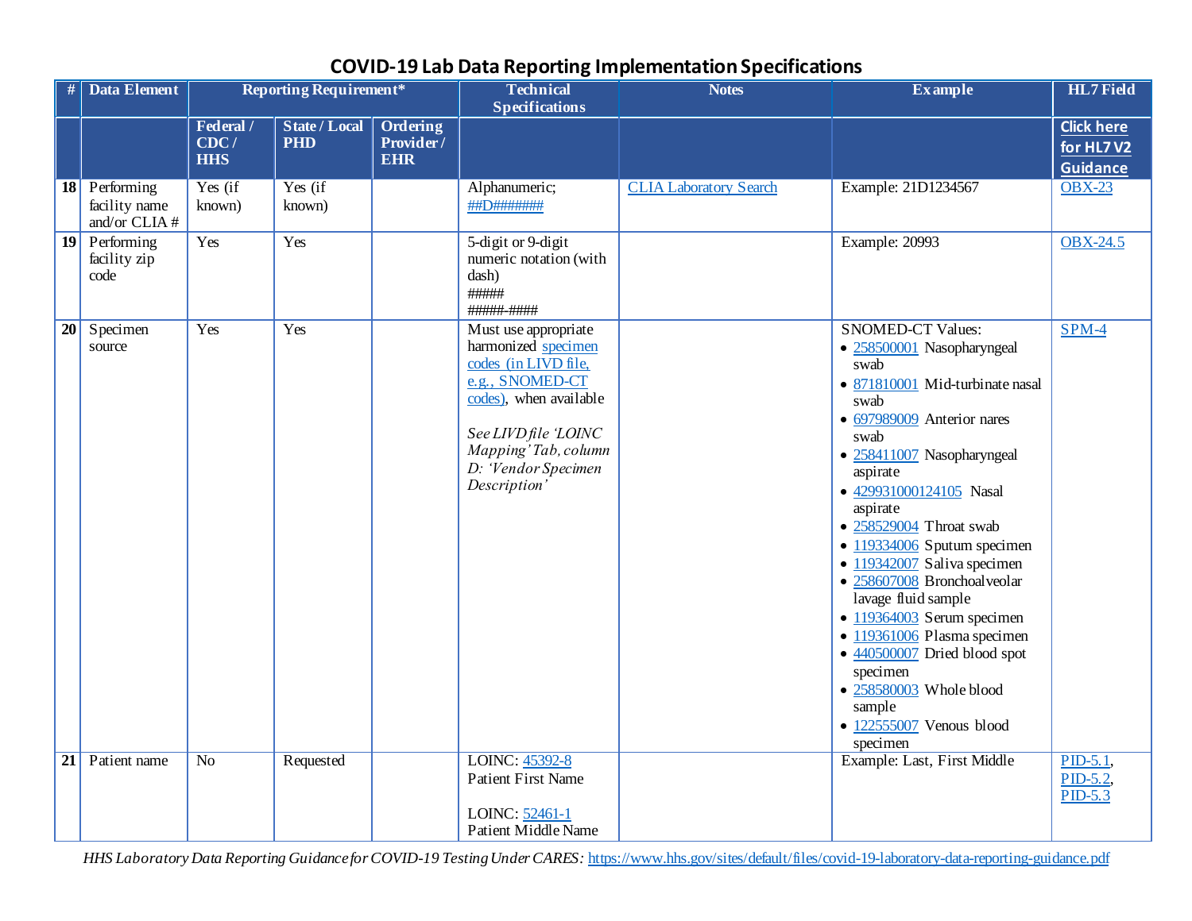## COVID-19 Lab Data Reporting Implementation Specifications

| # | Data Element | Reporting Requirement* | | | Technical Specifications | Notes | Example | HL7 Field |
|---|---|---|---|---|---|---|---|---|
| | | Federal / CDC / HHS | State / Local PHD | Ordering Provider / EHR | | | | Click here for HL7 V2 Guidance |
| 18 | Performing facility name and/or CLIA # | Yes (if known) | Yes (if known) | | Alphanumeric; ##D####### | CLIA Laboratory Search | Example: 21D1234567 | OBX-23 |
| 19 | Performing facility zip code | Yes | Yes | | 5-digit or 9-digit numeric notation (with dash)<br>#####<br>#####-#### | | Example: 20993 | OBX-24.5 |
| 20 | Specimen source | Yes | Yes | | Must use appropriate harmonized specimen codes (in LIVD file, e.g., SNOMED-CT codes), when available<br><br>*See LIVD file 'LOINC Mapping' Tab, column D: 'Vendor Specimen Description'* | | SNOMED-CT Values:<br>• 258500001 Nasopharyngeal swab<br>• 871810001 Mid-turbinate nasal swab<br>• 697989009 Anterior nares swab<br>• 258411007 Nasopharyngeal aspirate<br>• 429931000124105 Nasal aspirate<br>• 258529004 Throat swab<br>• 119334006 Sputum specimen<br>• 119342007 Saliva specimen<br>• 258607008 Bronchoalveolar lavage fluid sample<br>• 119364003 Serum specimen<br>• 119361006 Plasma specimen<br>• 440500007 Dried blood spot specimen<br>• 258580003 Whole blood sample<br>• 122555007 Venous blood specimen | SPM-4 |
| 21 | Patient name | No | Requested | | LOINC: 45392-8<br>Patient First Name<br><br>LOINC: 52461-1<br>Patient Middle Name | | Example: Last, First Middle | PID-5.1, PID-5.2, PID-5.3 |

*HHS Laboratory Data Reporting Guidance for COVID-19 Testing Under CARES:* https://www.hhs.gov/sites/default/files/covid-19-laboratory-data-reporting-guidance.pdf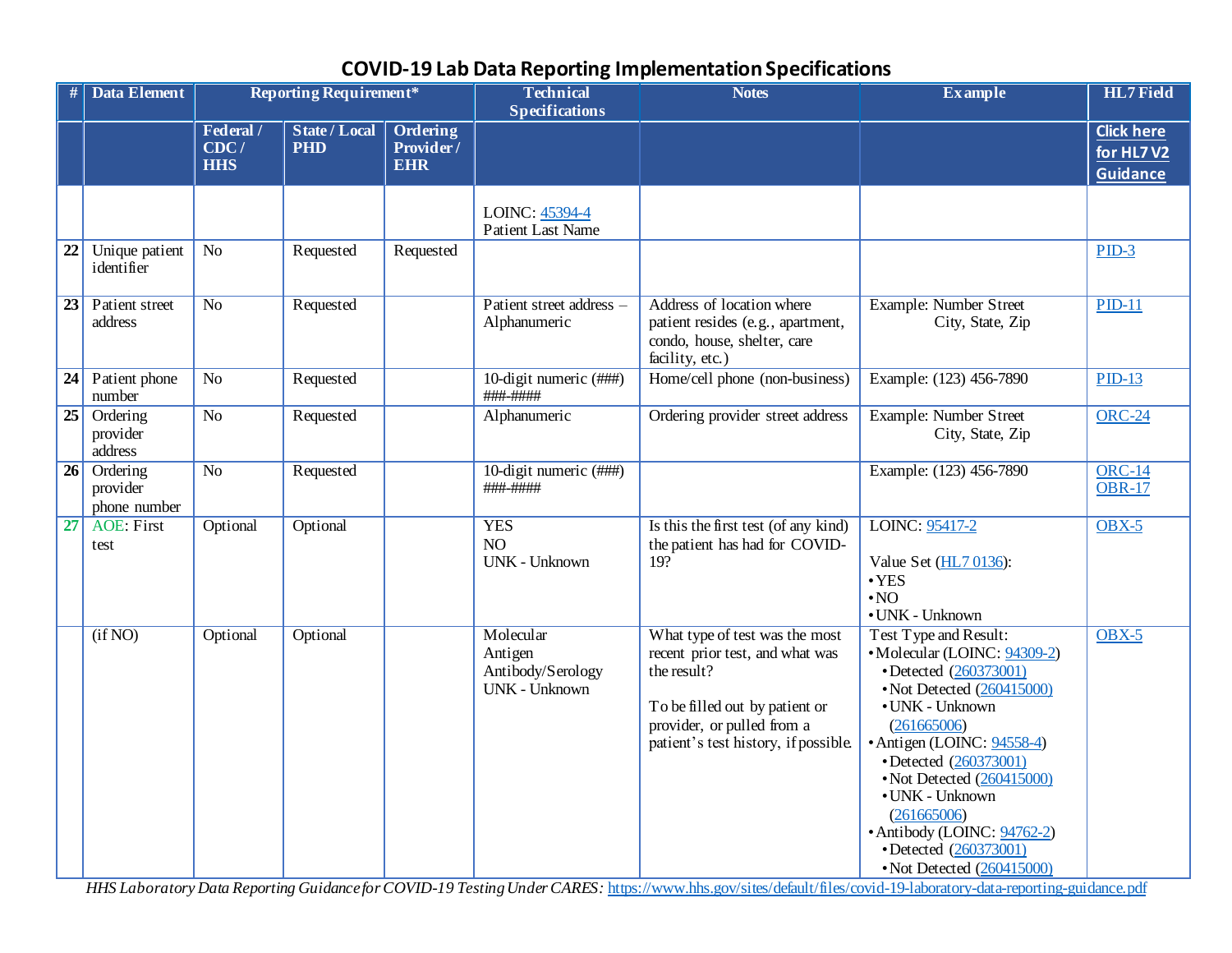## COVID-19 Lab Data Reporting Implementation Specifications

| # | Data Element | Reporting Requirement* | | | Technical Specifications | Notes | Example | HL7 Field |
|---|---|---|---|---|---|---|---|---|
| | | Federal / CDC / HHS | State / Local PHD | Ordering Provider / EHR | | | | Click here for HL7 V2 Guidance |
| | | | | | LOINC: 45394-4<br>Patient Last Name | | | |
| 22 | Unique patient identifier | No | Requested | Requested | | | | PID-3 |
| 23 | Patient street address | No | Requested | | Patient street address – Alphanumeric | Address of location where patient resides (e.g., apartment, condo, house, shelter, care facility, etc.) | Example: Number Street<br>City, State, Zip | PID-11 |
| 24 | Patient phone number | No | Requested | | 10-digit numeric (###) ###-#### | Home/cell phone (non-business) | Example: (123) 456-7890 | PID-13 |
| 25 | Ordering provider address | No | Requested | | Alphanumeric | Ordering provider street address | Example: Number Street<br>City, State, Zip | ORC-24 |
| 26 | Ordering provider phone number | No | Requested | | 10-digit numeric (###) ###-#### | | Example: (123) 456-7890 | ORC-14<br>OBR-17 |
| 27 | AOE: First test | Optional | Optional | | YES<br>NO<br>UNK - Unknown | Is this the first test (of any kind) the patient has had for COVID-19? | LOINC: 95417-2<br><br>Value Set (HL7 0136):<br>• YES<br>• NO<br>• UNK - Unknown | OBX-5 |
| | (if NO) | Optional | Optional | | Molecular<br>Antigen<br>Antibody/Serology<br>UNK - Unknown | What type of test was the most recent prior test, and what was the result?<br><br>To be filled out by patient or provider, or pulled from a patient's test history, if possible. | Test Type and Result:<br>• Molecular (LOINC: 94309-2)<br>• Detected (260373001)<br>• Not Detected (260415000)<br>• UNK - Unknown (261665006)<br>• Antigen (LOINC: 94558-4)<br>• Detected (260373001)<br>• Not Detected (260415000)<br>• UNK - Unknown (261665006)<br>• Antibody (LOINC: 94762-2)<br>• Detected (260373001)<br>• Not Detected (260415000) | OBX-5 |

*HHS Laboratory Data Reporting Guidance for COVID-19 Testing Under CARES:* https://www.hhs.gov/sites/default/files/covid-19-laboratory-data-reporting-guidance.pdf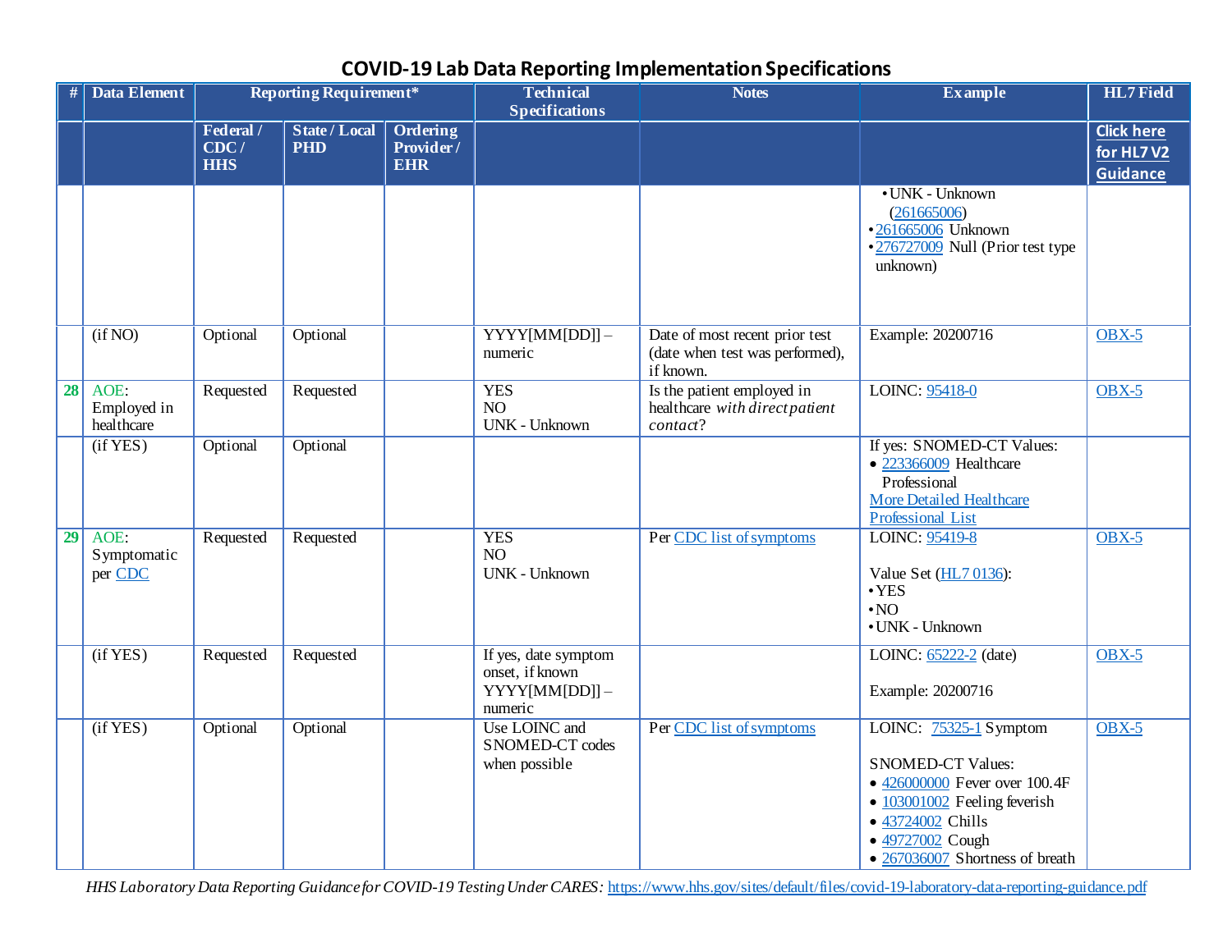# COVID-19 Lab Data Reporting Implementation Specifications

| # | Data Element | Reporting Requirement* | | | Technical Specifications | Notes | Example | HL7 Field |
|---|---|---|---|---|---|---|---|---|
| | | Federal / CDC / HHS | State / Local PHD | Ordering Provider / EHR | | | | Click here for HL7 V2 Guidance |
| | | | | | | | • UNK - Unknown (261665006)<br>• 261665006 Unknown<br>• 276727009 Null (Prior test type unknown) | |
| | (if NO) | Optional | Optional | | YYYY[MM[DD]] – numeric | Date of most recent prior test (date when test was performed), if known. | Example: 20200716 | OBX-5 |
| 28 | AOE: Employed in healthcare | Requested | Requested | | YES<br>NO<br>UNK - Unknown | Is the patient employed in healthcare *with direct patient contact*? | LOINC: 95418-0 | OBX-5 |
| | (if YES) | Optional | Optional | | | | If yes: SNOMED-CT Values:<br>• 223366009 Healthcare Professional<br>More Detailed Healthcare Professional List | |
| 29 | AOE: Symptomatic per CDC | Requested | Requested | | YES<br>NO<br>UNK - Unknown | Per CDC list of symptoms | LOINC: 95419-8<br><br>Value Set (HL7 0136):<br>• YES<br>• NO<br>• UNK - Unknown | OBX-5 |
| | (if YES) | Requested | Requested | | If yes, date symptom onset, if known YYYY[MM[DD]] – numeric | | LOINC: 65222-2 (date)<br><br>Example: 20200716 | OBX-5 |
| | (if YES) | Optional | Optional | | Use LOINC and SNOMED-CT codes when possible | Per CDC list of symptoms | LOINC: 75325-1 Symptom<br><br>SNOMED-CT Values:<br>• 426000000 Fever over 100.4F<br>• 103001002 Feeling feverish<br>• 43724002 Chills<br>• 49727002 Cough<br>• 267036007 Shortness of breath | OBX-5 |

*HHS Laboratory Data Reporting Guidance for COVID-19 Testing Under CARES:* https://www.hhs.gov/sites/default/files/covid-19-laboratory-data-reporting-guidance.pdf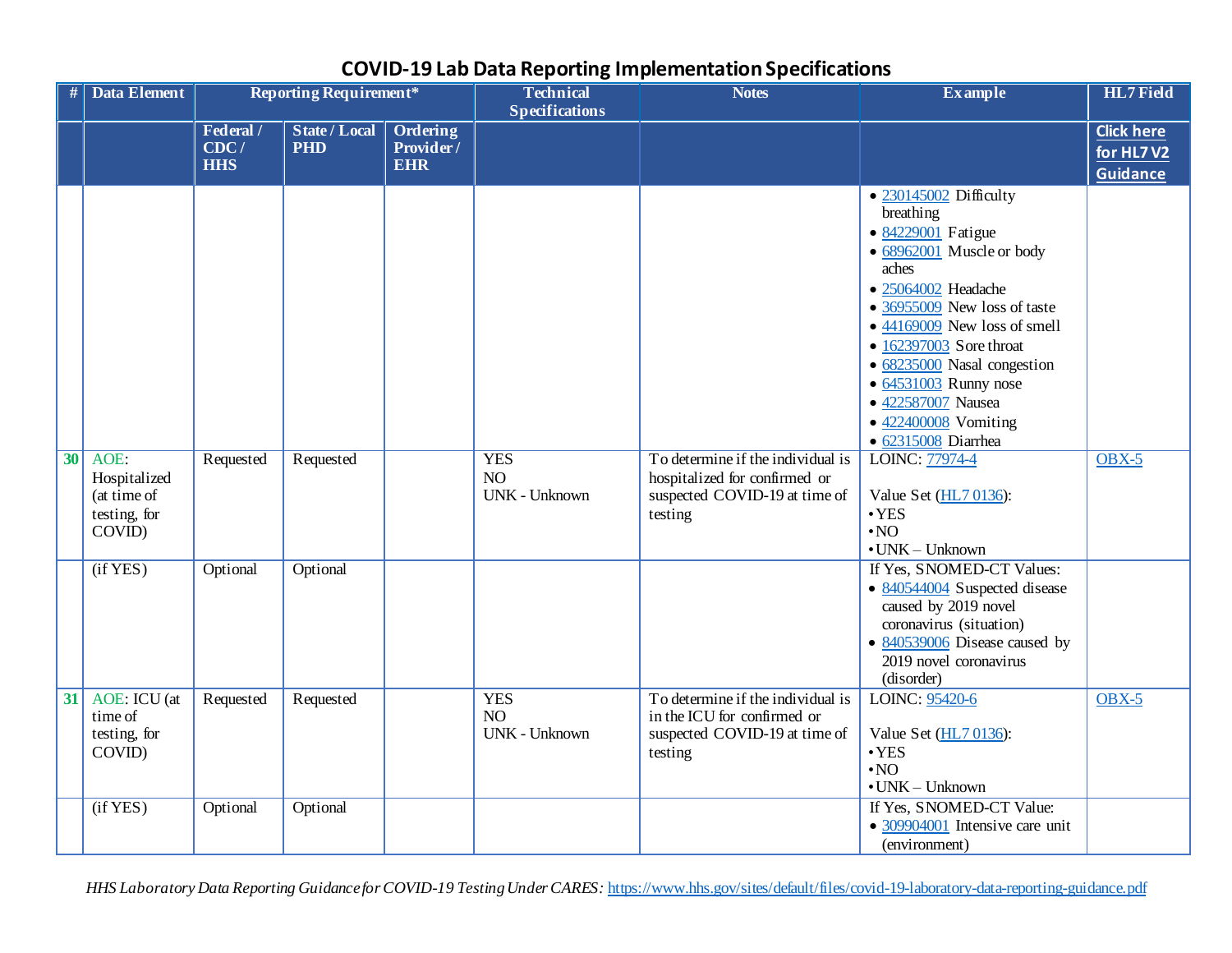# COVID-19 Lab Data Reporting Implementation Specifications

| # | Data Element | Reporting Requirement* | | | Technical Specifications | Notes | Example | HL7 Field |
|---|---|---|---|---|---|---|---|---|
| | | Federal / CDC / HHS | State / Local PHD | Ordering Provider / EHR | | | | Click here for HL7 V2 Guidance |
| | | | | | | | • 230145002 Difficulty breathing<br>• 84229001 Fatigue<br>• 68962001 Muscle or body aches<br>• 25064002 Headache<br>• 36955009 New loss of taste<br>• 44169009 New loss of smell<br>• 162397003 Sore throat<br>• 68235000 Nasal congestion<br>• 64531003 Runny nose<br>• 422587007 Nausea<br>• 422400008 Vomiting<br>• 62315008 Diarrhea | |
| 30 | AOE: Hospitalized (at time of testing, for COVID) | Requested | Requested | | YES<br>NO<br>UNK - Unknown | To determine if the individual is hospitalized for confirmed or suspected COVID-19 at time of testing | LOINC: 77974-4<br><br>Value Set (HL7 0136):<br>• YES<br>• NO<br>• UNK – Unknown | OBX-5 |
| | (if YES) | Optional | Optional | | | | If Yes, SNOMED-CT Values:<br>• 840544004 Suspected disease caused by 2019 novel coronavirus (situation)<br>• 840539006 Disease caused by 2019 novel coronavirus (disorder) | |
| 31 | AOE: ICU (at time of testing, for COVID) | Requested | Requested | | YES<br>NO<br>UNK - Unknown | To determine if the individual is in the ICU for confirmed or suspected COVID-19 at time of testing | LOINC: 95420-6<br><br>Value Set (HL7 0136):<br>• YES<br>• NO<br>• UNK – Unknown | OBX-5 |
| | (if YES) | Optional | Optional | | | | If Yes, SNOMED-CT Value:<br>• 309904001 Intensive care unit (environment) | |

*HHS Laboratory Data Reporting Guidance for COVID-19 Testing Under CARES:* https://www.hhs.gov/sites/default/files/covid-19-laboratory-data-reporting-guidance.pdf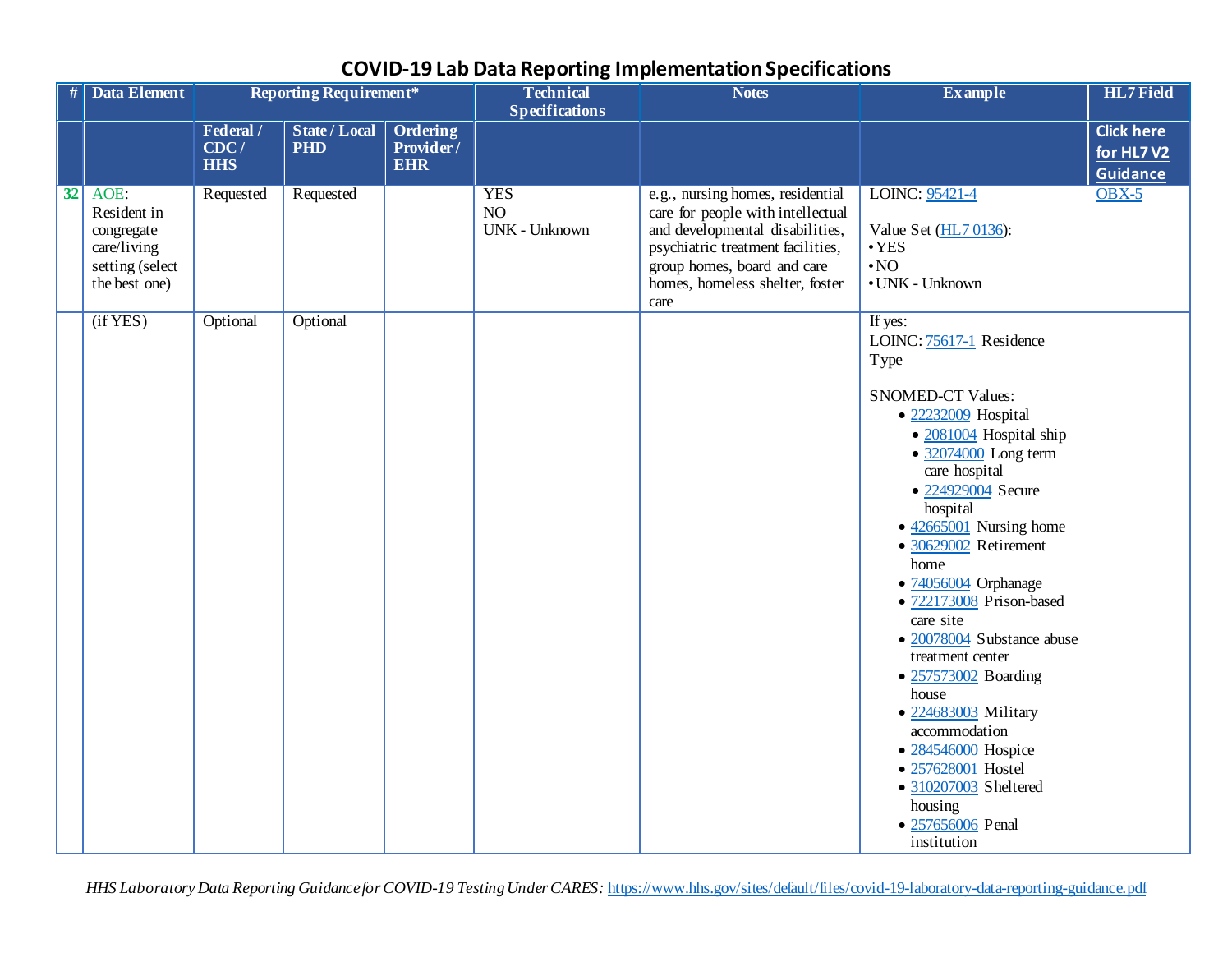## COVID-19 Lab Data Reporting Implementation Specifications

| # | Data Element | Reporting Requirement* | | | Technical Specifications | Notes | Example | HL7 Field |
|---|---|---|---|---|---|---|---|---|
| | | Federal / CDC / HHS | State / Local PHD | Ordering Provider / EHR | | | | Click here for HL7 V2 Guidance |
| 32 | AOE: Resident in congregate care/living setting (select the best one) | Requested | Requested | | YES<br>NO<br>UNK - Unknown | e.g., nursing homes, residential care for people with intellectual and developmental disabilities, psychiatric treatment facilities, group homes, board and care homes, homeless shelter, foster care | LOINC: 95421-4<br><br>Value Set (HL7 0136):<br>• YES<br>• NO<br>• UNK - Unknown | OBX-5 |
| | (if YES) | Optional | Optional | | | | If yes:<br>LOINC: 75617-1 Residence Type<br><br>SNOMED-CT Values:<br>• 22232009 Hospital<br>&nbsp;&nbsp;• 2081004 Hospital ship<br>&nbsp;&nbsp;• 32074000 Long term care hospital<br>&nbsp;&nbsp;• 224929004 Secure hospital<br>• 42665001 Nursing home<br>• 30629002 Retirement home<br>• 74056004 Orphanage<br>• 722173008 Prison-based care site<br>• 20078004 Substance abuse treatment center<br>• 257573002 Boarding house<br>• 224683003 Military accommodation<br>• 284546000 Hospice<br>• 257628001 Hostel<br>• 310207003 Sheltered housing<br>• 257656006 Penal institution | |

*HHS Laboratory Data Reporting Guidance for COVID-19 Testing Under CARES:* https://www.hhs.gov/sites/default/files/covid-19-laboratory-data-reporting-guidance.pdf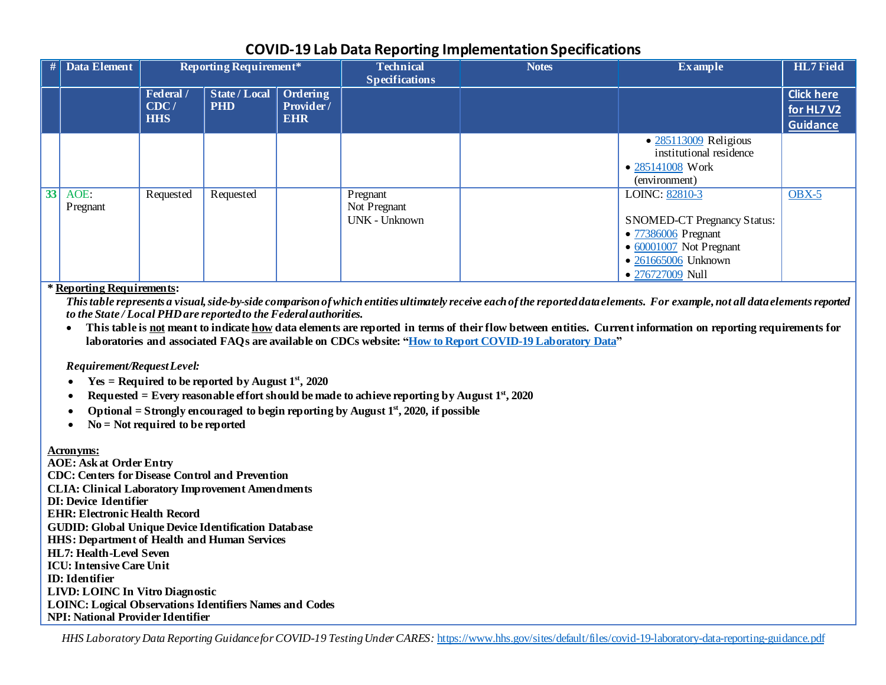## COVID-19 Lab Data Reporting Implementation Specifications

| # | Data Element | Reporting Requirement* | | | Technical Specifications | Notes | Example | HL7 Field |
|---|---|---|---|---|---|---|---|---|
| | | Federal / CDC / HHS | State / Local PHD | Ordering Provider / EHR | | | | Click here for HL7 V2 Guidance |
| | | | | | | | • 285113009 Religious institutional residence<br>• 285141008 Work (environment) | |
| 33 | AOE: Pregnant | Requested | Requested | | Pregnant<br>Not Pregnant<br>UNK - Unknown | | LOINC: 82810-3<br><br>SNOMED-CT Pregnancy Status:<br>• 77386006 Pregnant<br>• 60001007 Not Pregnant<br>• 261665006 Unknown<br>• 276727009 Null | OBX-5 |

**\* Reporting Requirements:**

***This table represents a visual, side-by-side comparison of which entities ultimately receive each of the reported data elements. For example, not all data elements reported to the State / Local PHD are reported to the Federal authorities.***

- **This table is not meant to indicate how data elements are reported in terms of their flow between entities. Current information on reporting requirements for laboratories and associated FAQs are available on CDCs website: "How to Report COVID-19 Laboratory Data"**

*Requirement/Request Level:*

- **Yes = Required to be reported by August 1st, 2020**
- **Requested = Every reasonable effort should be made to achieve reporting by August 1st, 2020**
- **Optional = Strongly encouraged to begin reporting by August 1st, 2020, if possible**
- **No = Not required to be reported**

**Acronyms:**

**AOE: Ask at Order Entry**
**CDC: Centers for Disease Control and Prevention**
**CLIA: Clinical Laboratory Improvement Amendments**
**DI: Device Identifier**
**EHR: Electronic Health Record**
**GUDID: Global Unique Device Identification Database**
**HHS: Department of Health and Human Services**
**HL7: Health-Level Seven**
**ICU: Intensive Care Unit**
**ID: Identifier**
**LIVD: LOINC In Vitro Diagnostic**
**LOINC: Logical Observations Identifiers Names and Codes**
**NPI: National Provider Identifier**

*HHS Laboratory Data Reporting Guidance for COVID-19 Testing Under CARES:* https://www.hhs.gov/sites/default/files/covid-19-laboratory-data-reporting-guidance.pdf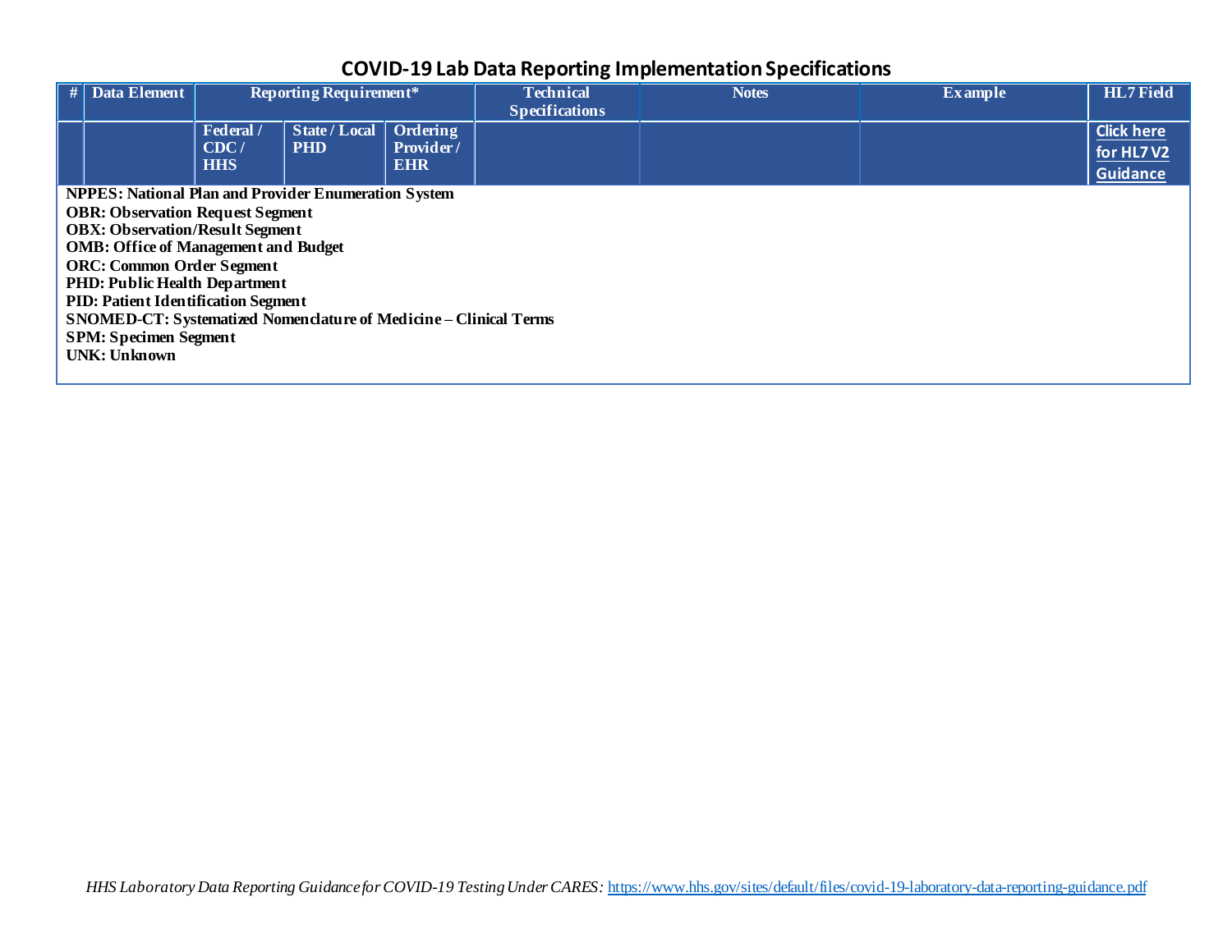## COVID-19 Lab Data Reporting Implementation Specifications

| # | Data Element | Reporting Requirement* | | | Technical Specifications | Notes | Example | HL7 Field |
|---|---|---|---|---|---|---|---|---|
| | | Federal / CDC / HHS | State / Local PHD | Ordering Provider / EHR | | | | Click here for HL7 V2 Guidance |

**NPPES: National Plan and Provider Enumeration System**
**OBR: Observation Request Segment**
**OBX: Observation/Result Segment**
**OMB: Office of Management and Budget**
**ORC: Common Order Segment**
**PHD: Public Health Department**
**PID: Patient Identification Segment**
**SNOMED-CT: Systematized Nomenclature of Medicine – Clinical Terms**
**SPM: Specimen Segment**
**UNK: Unknown**

*HHS Laboratory Data Reporting Guidance for COVID-19 Testing Under CARES:* https://www.hhs.gov/sites/default/files/covid-19-laboratory-data-reporting-guidance.pdf